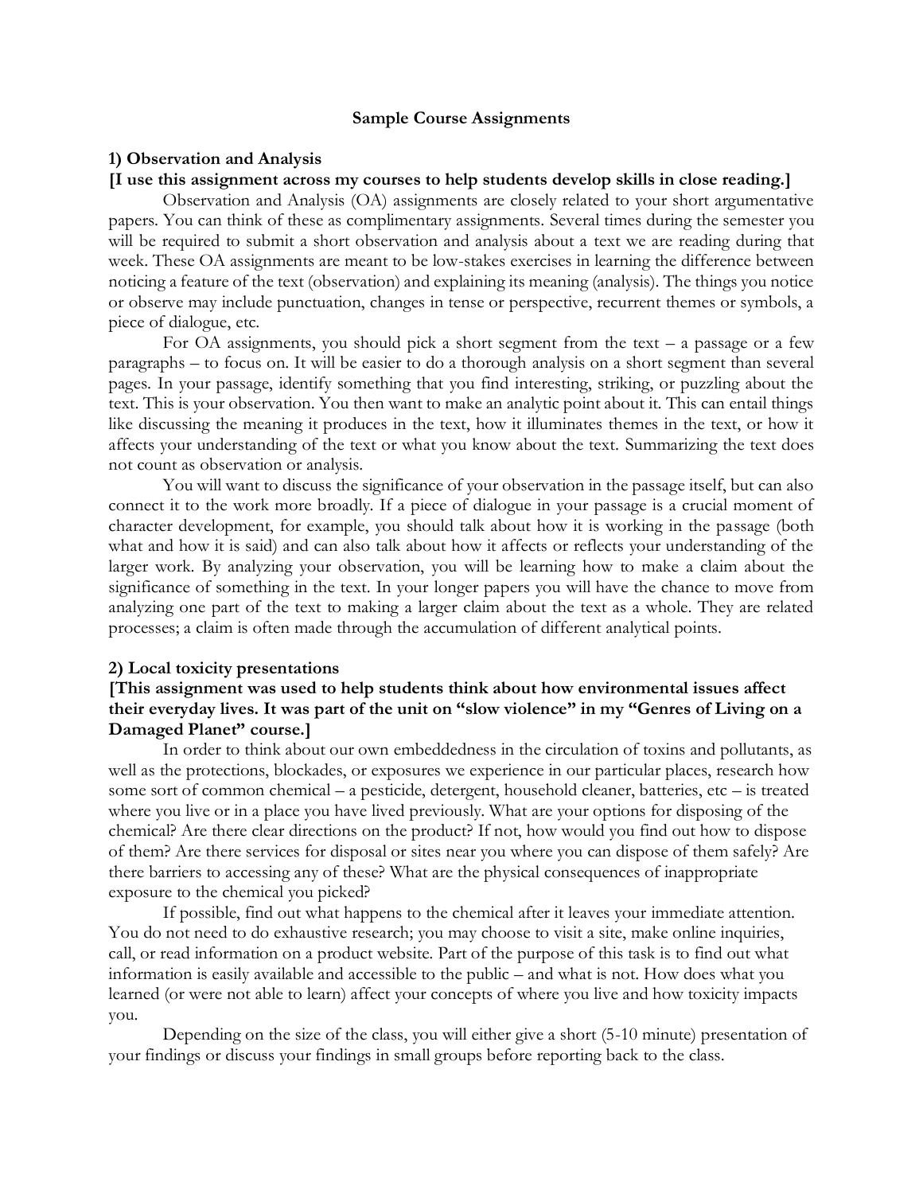# Sample Course Assignments

## 1) Observation and Analysis

**[I use this assignment across my courses to help students develop skills in close reading.]**

Observation and Analysis (OA) assignments are closely related to your short argumentative papers. You can think of these as complimentary assignments. Several times during the semester you will be required to submit a short observation and analysis about a text we are reading during that week. These OA assignments are meant to be low-stakes exercises in learning the difference between noticing a feature of the text (observation) and explaining its meaning (analysis). The things you notice or observe may include punctuation, changes in tense or perspective, recurrent themes or symbols, a piece of dialogue, etc.

For OA assignments, you should pick a short segment from the text – a passage or a few paragraphs – to focus on. It will be easier to do a thorough analysis on a short segment than several pages. In your passage, identify something that you find interesting, striking, or puzzling about the text. This is your observation. You then want to make an analytic point about it. This can entail things like discussing the meaning it produces in the text, how it illuminates themes in the text, or how it affects your understanding of the text or what you know about the text. Summarizing the text does not count as observation or analysis.

You will want to discuss the significance of your observation in the passage itself, but can also connect it to the work more broadly. If a piece of dialogue in your passage is a crucial moment of character development, for example, you should talk about how it is working in the passage (both what and how it is said) and can also talk about how it affects or reflects your understanding of the larger work. By analyzing your observation, you will be learning how to make a claim about the significance of something in the text. In your longer papers you will have the chance to move from analyzing one part of the text to making a larger claim about the text as a whole. They are related processes; a claim is often made through the accumulation of different analytical points.

## 2) Local toxicity presentations

**[This assignment was used to help students think about how environmental issues affect their everyday lives. It was part of the unit on "slow violence" in my "Genres of Living on a Damaged Planet" course.]**

In order to think about our own embeddedness in the circulation of toxins and pollutants, as well as the protections, blockades, or exposures we experience in our particular places, research how some sort of common chemical – a pesticide, detergent, household cleaner, batteries, etc – is treated where you live or in a place you have lived previously. What are your options for disposing of the chemical? Are there clear directions on the product? If not, how would you find out how to dispose of them? Are there services for disposal or sites near you where you can dispose of them safely? Are there barriers to accessing any of these? What are the physical consequences of inappropriate exposure to the chemical you picked?

If possible, find out what happens to the chemical after it leaves your immediate attention. You do not need to do exhaustive research; you may choose to visit a site, make online inquiries, call, or read information on a product website. Part of the purpose of this task is to find out what information is easily available and accessible to the public – and what is not. How does what you learned (or were not able to learn) affect your concepts of where you live and how toxicity impacts you.

Depending on the size of the class, you will either give a short (5-10 minute) presentation of your findings or discuss your findings in small groups before reporting back to the class.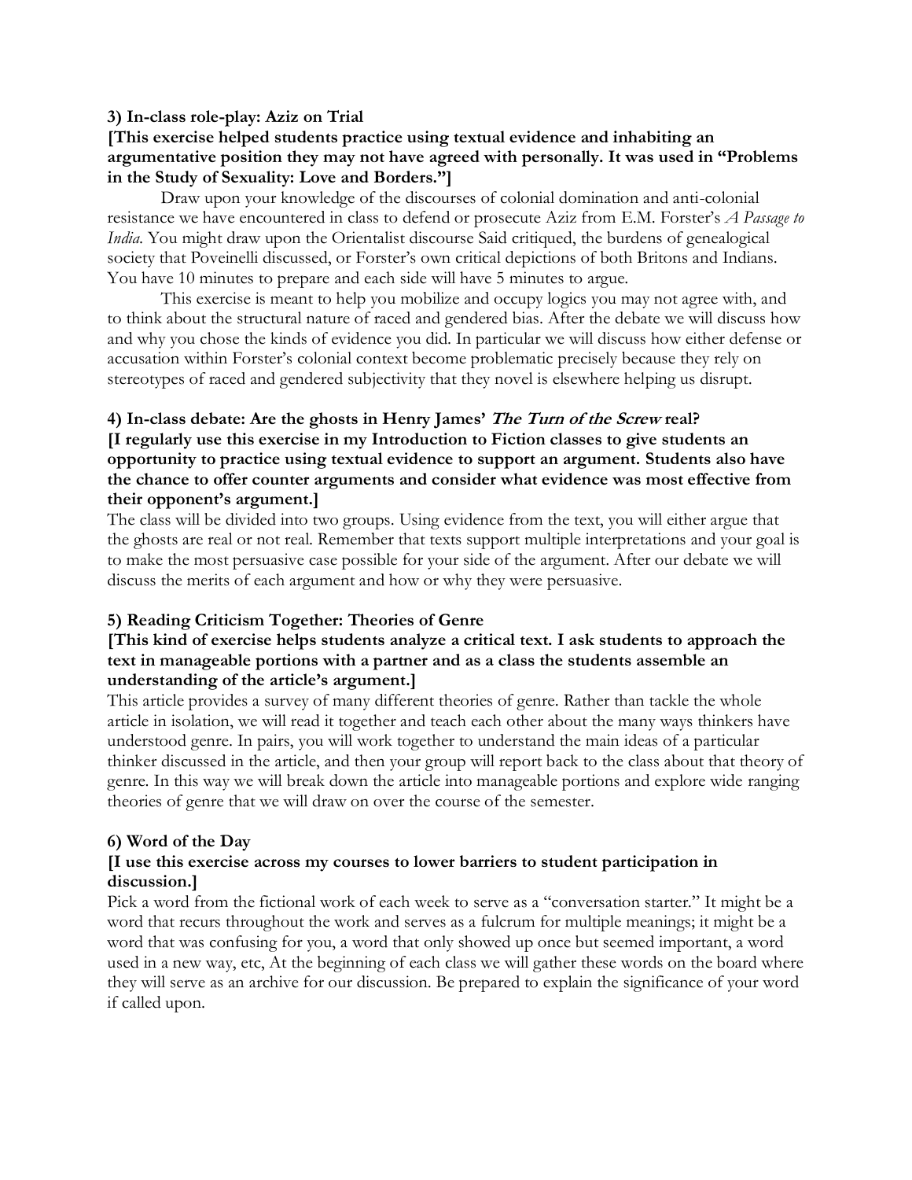**3) In-class role-play: Aziz on Trial**

**[This exercise helped students practice using textual evidence and inhabiting an argumentative position they may not have agreed with personally. It was used in "Problems in the Study of Sexuality: Love and Borders."]**

Draw upon your knowledge of the discourses of colonial domination and anti-colonial resistance we have encountered in class to defend or prosecute Aziz from E.M. Forster's *A Passage to India*. You might draw upon the Orientalist discourse Said critiqued, the burdens of genealogical society that Poveinelli discussed, or Forster's own critical depictions of both Britons and Indians. You have 10 minutes to prepare and each side will have 5 minutes to argue.

This exercise is meant to help you mobilize and occupy logics you may not agree with, and to think about the structural nature of raced and gendered bias. After the debate we will discuss how and why you chose the kinds of evidence you did. In particular we will discuss how either defense or accusation within Forster's colonial context become problematic precisely because they rely on stereotypes of raced and gendered subjectivity that they novel is elsewhere helping us disrupt.

**4) In-class debate: Are the ghosts in Henry James' *The Turn of the Screw* real?**

**[I regularly use this exercise in my Introduction to Fiction classes to give students an opportunity to practice using textual evidence to support an argument. Students also have the chance to offer counter arguments and consider what evidence was most effective from their opponent's argument.]**

The class will be divided into two groups. Using evidence from the text, you will either argue that the ghosts are real or not real. Remember that texts support multiple interpretations and your goal is to make the most persuasive case possible for your side of the argument. After our debate we will discuss the merits of each argument and how or why they were persuasive.

**5) Reading Criticism Together: Theories of Genre**

**[This kind of exercise helps students analyze a critical text. I ask students to approach the text in manageable portions with a partner and as a class the students assemble an understanding of the article's argument.]**

This article provides a survey of many different theories of genre. Rather than tackle the whole article in isolation, we will read it together and teach each other about the many ways thinkers have understood genre. In pairs, you will work together to understand the main ideas of a particular thinker discussed in the article, and then your group will report back to the class about that theory of genre. In this way we will break down the article into manageable portions and explore wide ranging theories of genre that we will draw on over the course of the semester.

**6) Word of the Day**

**[I use this exercise across my courses to lower barriers to student participation in discussion.]**

Pick a word from the fictional work of each week to serve as a "conversation starter." It might be a word that recurs throughout the work and serves as a fulcrum for multiple meanings; it might be a word that was confusing for you, a word that only showed up once but seemed important, a word used in a new way, etc, At the beginning of each class we will gather these words on the board where they will serve as an archive for our discussion. Be prepared to explain the significance of your word if called upon.